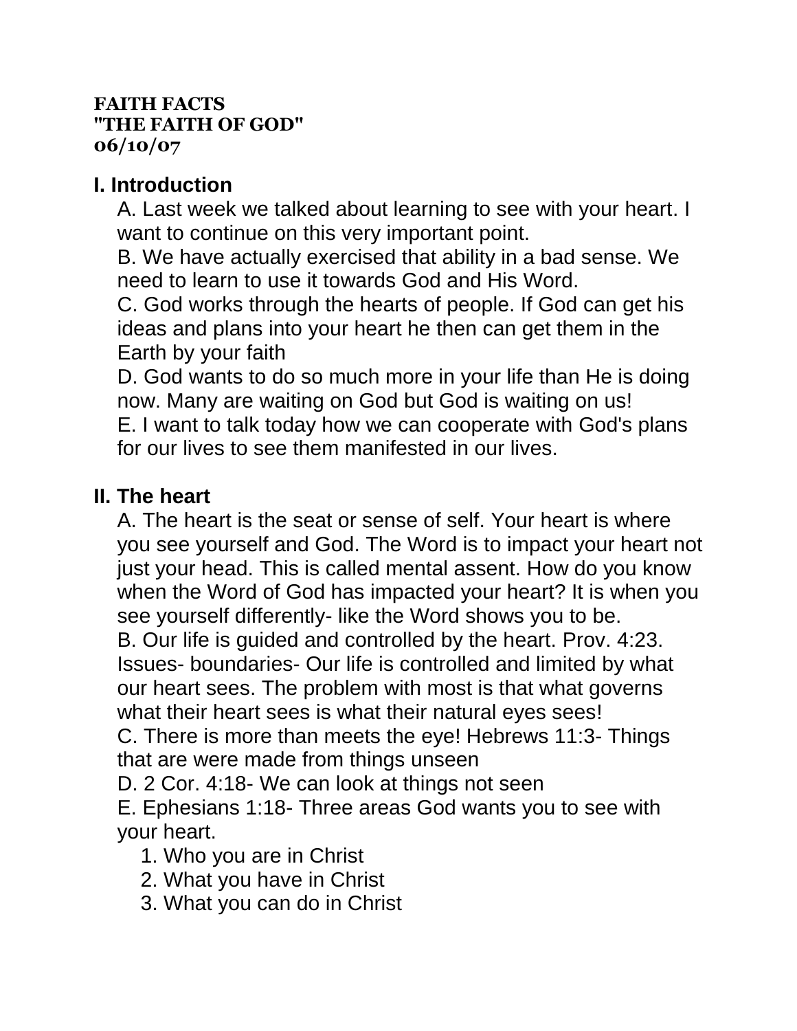**FAITH FACTS**
**"THE FAITH OF GOD"**
**06/10/07**

## I. Introduction

A. Last week we talked about learning to see with your heart. I want to continue on this very important point.
B. We have actually exercised that ability in a bad sense. We need to learn to use it towards God and His Word.
C. God works through the hearts of people. If God can get his ideas and plans into your heart he then can get them in the Earth by your faith
D. God wants to do so much more in your life than He is doing now. Many are waiting on God but God is waiting on us!
E. I want to talk today how we can cooperate with God's plans for our lives to see them manifested in our lives.

## II. The heart

A. The heart is the seat or sense of self. Your heart is where you see yourself and God. The Word is to impact your heart not just your head. This is called mental assent. How do you know when the Word of God has impacted your heart? It is when you see yourself differently- like the Word shows you to be.
B. Our life is guided and controlled by the heart. Prov. 4:23. Issues- boundaries- Our life is controlled and limited by what our heart sees. The problem with most is that what governs what their heart sees is what their natural eyes sees!
C. There is more than meets the eye! Hebrews 11:3- Things that are were made from things unseen
D. 2 Cor. 4:18- We can look at things not seen
E. Ephesians 1:18- Three areas God wants you to see with your heart.

1. Who you are in Christ
2. What you have in Christ
3. What you can do in Christ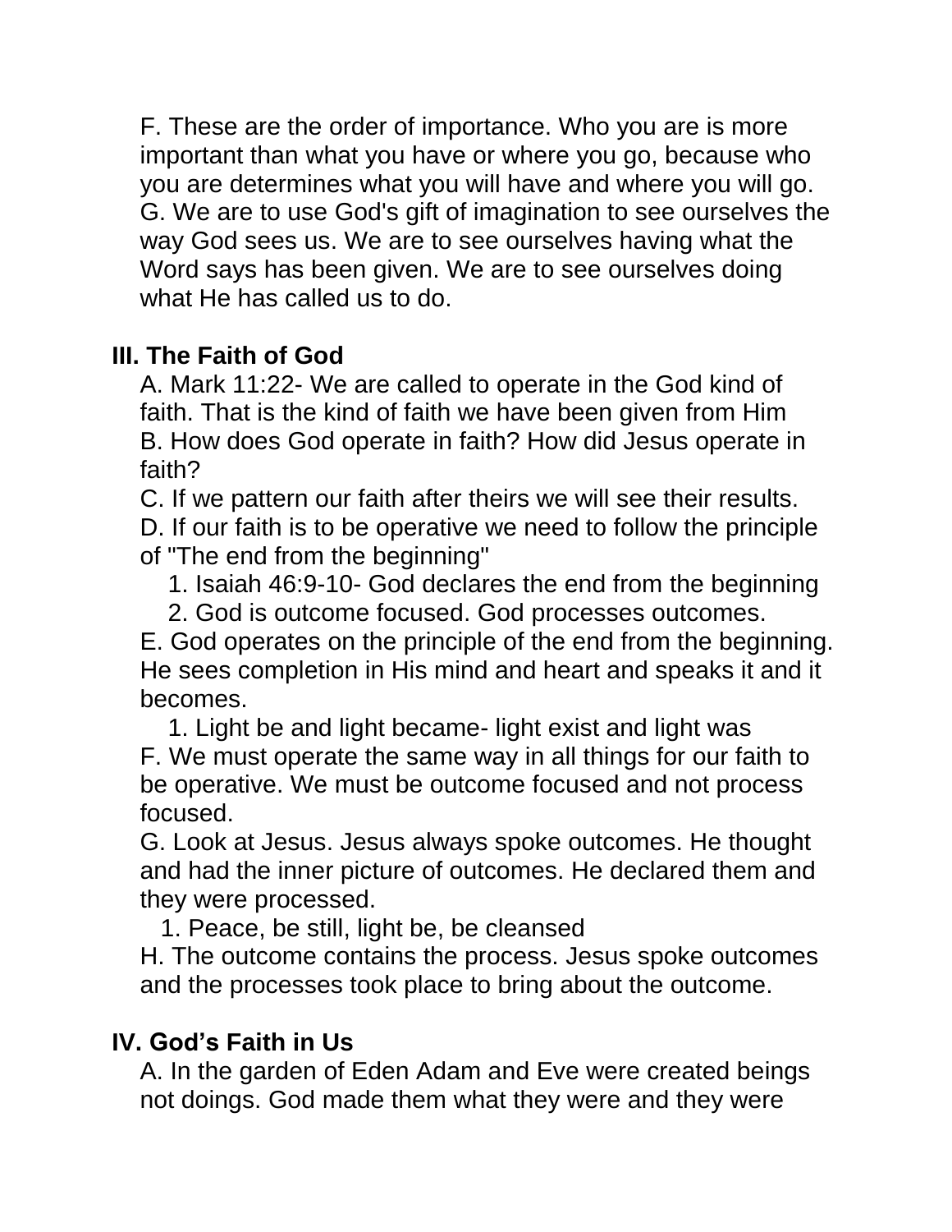F. These are the order of importance. Who you are is more important than what you have or where you go, because who you are determines what you will have and where you will go.
G. We are to use God's gift of imagination to see ourselves the way God sees us. We are to see ourselves having what the Word says has been given. We are to see ourselves doing what He has called us to do.

**III. The Faith of God**

A. Mark 11:22- We are called to operate in the God kind of faith. That is the kind of faith we have been given from Him
B. How does God operate in faith? How did Jesus operate in faith?
C. If we pattern our faith after theirs we will see their results.
D. If our faith is to be operative we need to follow the principle of "The end from the beginning"
  1. Isaiah 46:9-10- God declares the end from the beginning
  2. God is outcome focused. God processes outcomes.
E. God operates on the principle of the end from the beginning. He sees completion in His mind and heart and speaks it and it becomes.
  1. Light be and light became- light exist and light was
F. We must operate the same way in all things for our faith to be operative. We must be outcome focused and not process focused.
G. Look at Jesus. Jesus always spoke outcomes. He thought and had the inner picture of outcomes. He declared them and they were processed.
  1. Peace, be still, light be, be cleansed
H. The outcome contains the process. Jesus spoke outcomes and the processes took place to bring about the outcome.

**IV. God's Faith in Us**

A. In the garden of Eden Adam and Eve were created beings not doings. God made them what they were and they were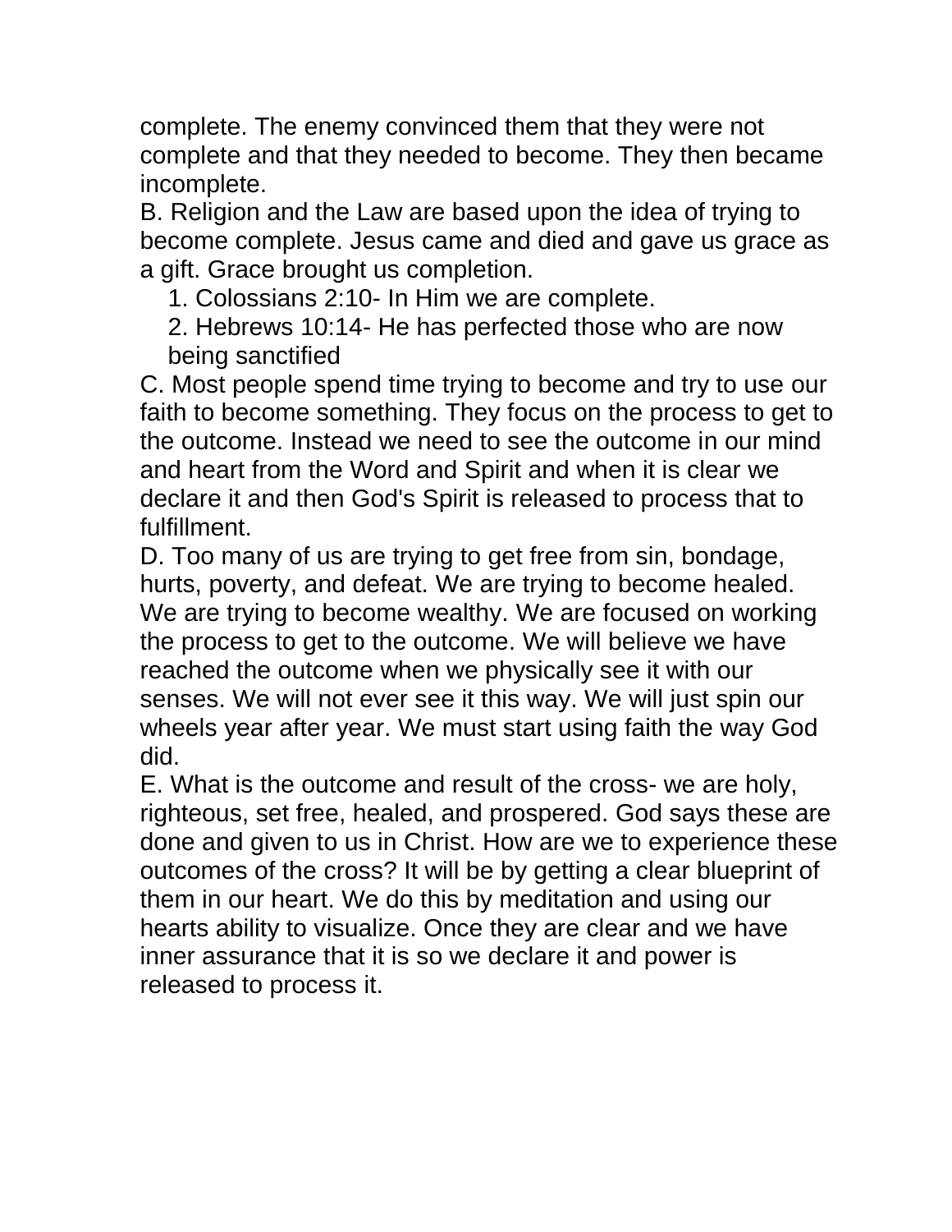complete. The enemy convinced them that they were not complete and that they needed to become. They then became incomplete.

B. Religion and the Law are based upon the idea of trying to become complete. Jesus came and died and gave us grace as a gift. Grace brought us completion.

1. Colossians 2:10- In Him we are complete.
2. Hebrews 10:14- He has perfected those who are now being sanctified

C. Most people spend time trying to become and try to use our faith to become something. They focus on the process to get to the outcome. Instead we need to see the outcome in our mind and heart from the Word and Spirit and when it is clear we declare it and then God's Spirit is released to process that to fulfillment.

D. Too many of us are trying to get free from sin, bondage, hurts, poverty, and defeat. We are trying to become healed. We are trying to become wealthy. We are focused on working the process to get to the outcome. We will believe we have reached the outcome when we physically see it with our senses. We will not ever see it this way. We will just spin our wheels year after year. We must start using faith the way God did.

E. What is the outcome and result of the cross- we are holy, righteous, set free, healed, and prospered. God says these are done and given to us in Christ. How are we to experience these outcomes of the cross? It will be by getting a clear blueprint of them in our heart. We do this by meditation and using our hearts ability to visualize. Once they are clear and we have inner assurance that it is so we declare it and power is released to process it.